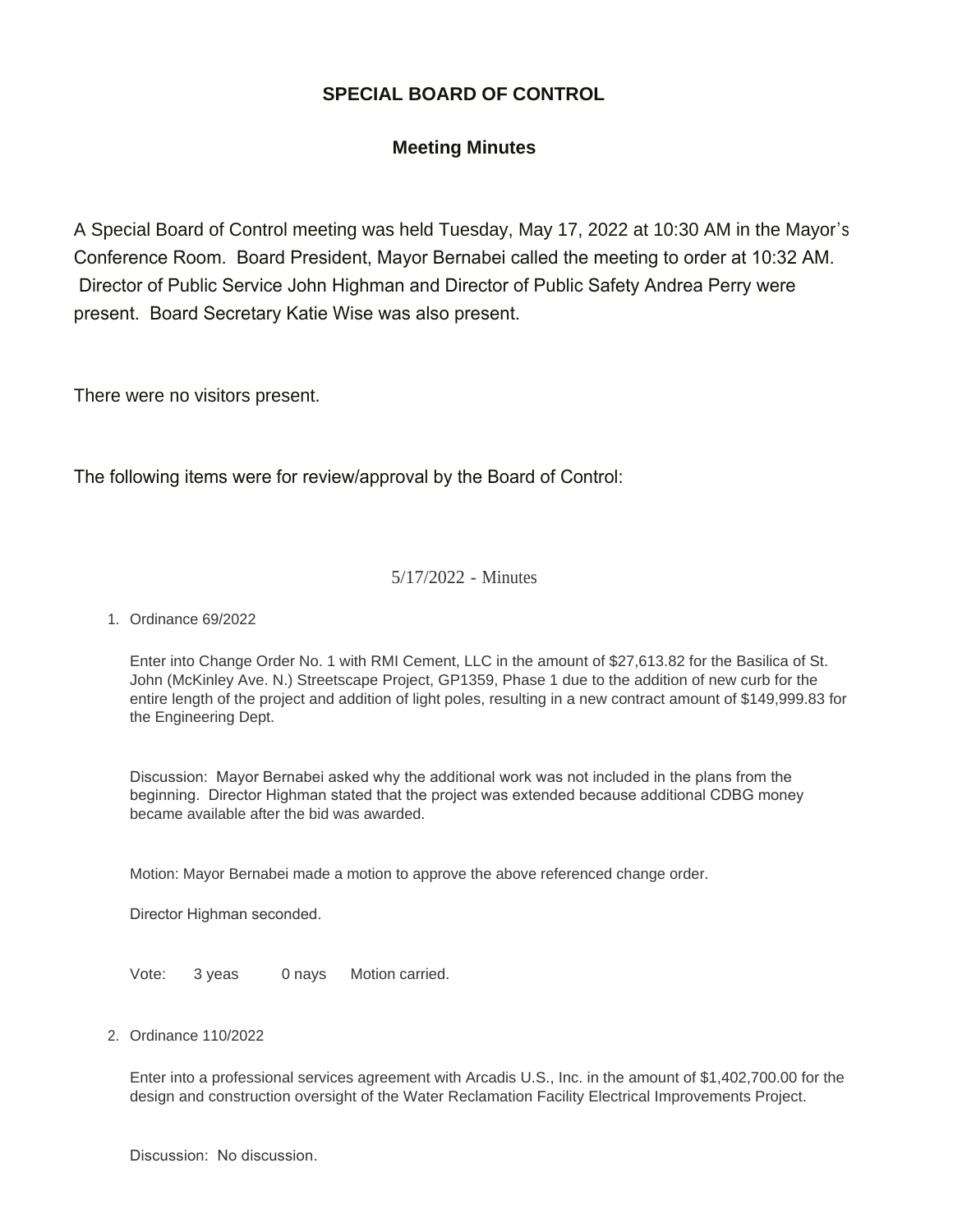# SPECIAL BOARD OF CONTROL

## Meeting Minutes

A Special Board of Control meeting was held Tuesday, May 17, 2022 at 10:30 AM in the Mayor's Conference Room. Board President, Mayor Bernabei called the meeting to order at 10:32 AM. Director of Public Service John Highman and Director of Public Safety Andrea Perry were present. Board Secretary Katie Wise was also present.

There were no visitors present.

The following items were for review/approval by the Board of Control:

5/17/2022 - Minutes

1. Ordinance 69/2022

   Enter into Change Order No. 1 with RMI Cement, LLC in the amount of $27,613.82 for the Basilica of St. John (McKinley Ave. N.) Streetscape Project, GP1359, Phase 1 due to the addition of new curb for the entire length of the project and addition of light poles, resulting in a new contract amount of $149,999.83 for the Engineering Dept.

   Discussion: Mayor Bernabei asked why the additional work was not included in the plans from the beginning. Director Highman stated that the project was extended because additional CDBG money became available after the bid was awarded.

   Motion: Mayor Bernabei made a motion to approve the above referenced change order.

   Director Highman seconded.

   Vote: 3 yeas 0 nays Motion carried.

2. Ordinance 110/2022

   Enter into a professional services agreement with Arcadis U.S., Inc. in the amount of $1,402,700.00 for the design and construction oversight of the Water Reclamation Facility Electrical Improvements Project.

   Discussion: No discussion.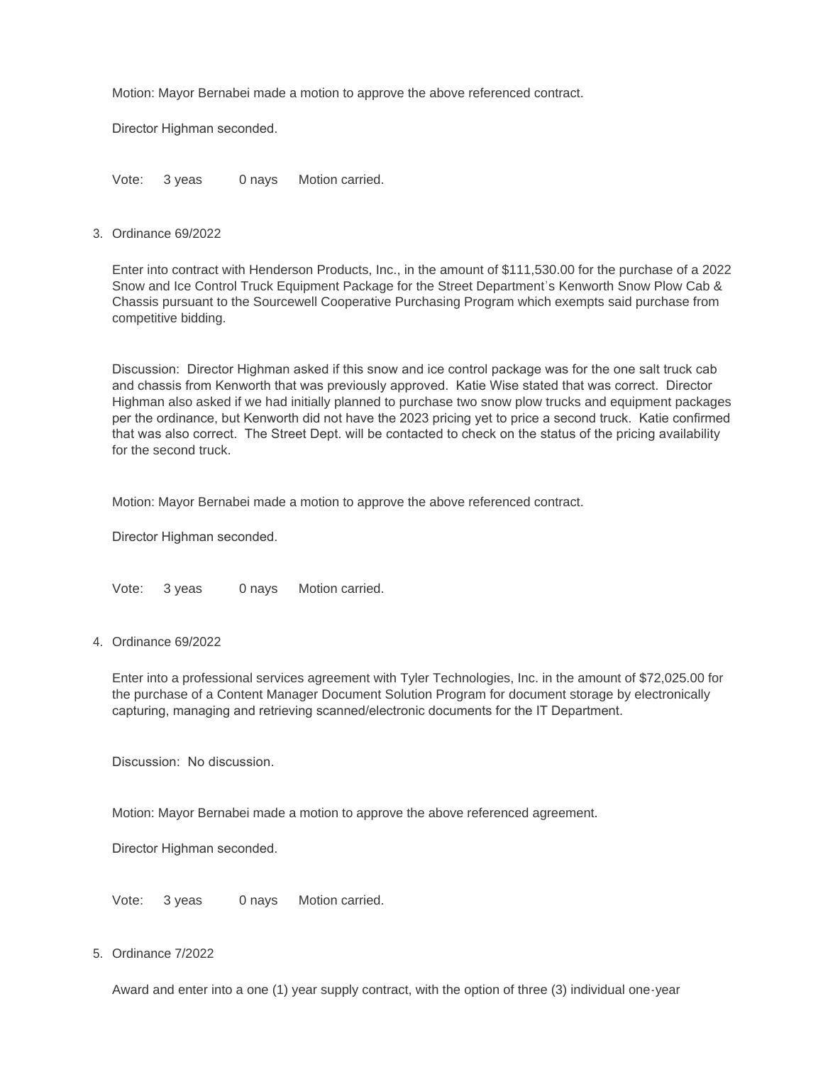Motion: Mayor Bernabei made a motion to approve the above referenced contract.

Director Highman seconded.

Vote: 3 yeas 0 nays Motion carried.

3. Ordinance 69/2022

   Enter into contract with Henderson Products, Inc., in the amount of $111,530.00 for the purchase of a 2022 Snow and Ice Control Truck Equipment Package for the Street Department's Kenworth Snow Plow Cab & Chassis pursuant to the Sourcewell Cooperative Purchasing Program which exempts said purchase from competitive bidding.

   Discussion: Director Highman asked if this snow and ice control package was for the one salt truck cab and chassis from Kenworth that was previously approved. Katie Wise stated that was correct. Director Highman also asked if we had initially planned to purchase two snow plow trucks and equipment packages per the ordinance, but Kenworth did not have the 2023 pricing yet to price a second truck. Katie confirmed that was also correct. The Street Dept. will be contacted to check on the status of the pricing availability for the second truck.

   Motion: Mayor Bernabei made a motion to approve the above referenced contract.

   Director Highman seconded.

   Vote: 3 yeas 0 nays Motion carried.

4. Ordinance 69/2022

   Enter into a professional services agreement with Tyler Technologies, Inc. in the amount of $72,025.00 for the purchase of a Content Manager Document Solution Program for document storage by electronically capturing, managing and retrieving scanned/electronic documents for the IT Department.

   Discussion: No discussion.

   Motion: Mayor Bernabei made a motion to approve the above referenced agreement.

   Director Highman seconded.

   Vote: 3 yeas 0 nays Motion carried.

5. Ordinance 7/2022

   Award and enter into a one (1) year supply contract, with the option of three (3) individual one-year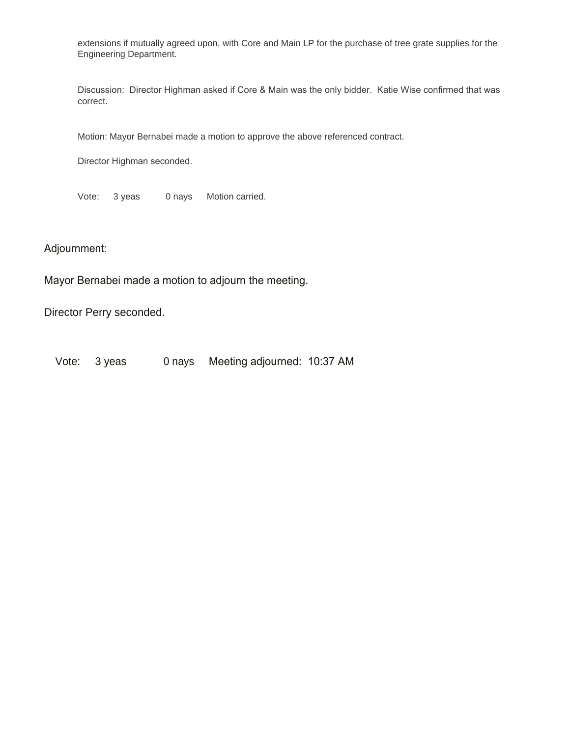extensions if mutually agreed upon, with Core and Main LP for the purchase of tree grate supplies for the Engineering Department.

Discussion: Director Highman asked if Core & Main was the only bidder. Katie Wise confirmed that was correct.

Motion: Mayor Bernabei made a motion to approve the above referenced contract.

Director Highman seconded.

Vote: 3 yeas 0 nays Motion carried.

Adjournment:

Mayor Bernabei made a motion to adjourn the meeting.

Director Perry seconded.

Vote: 3 yeas 0 nays Meeting adjourned: 10:37 AM